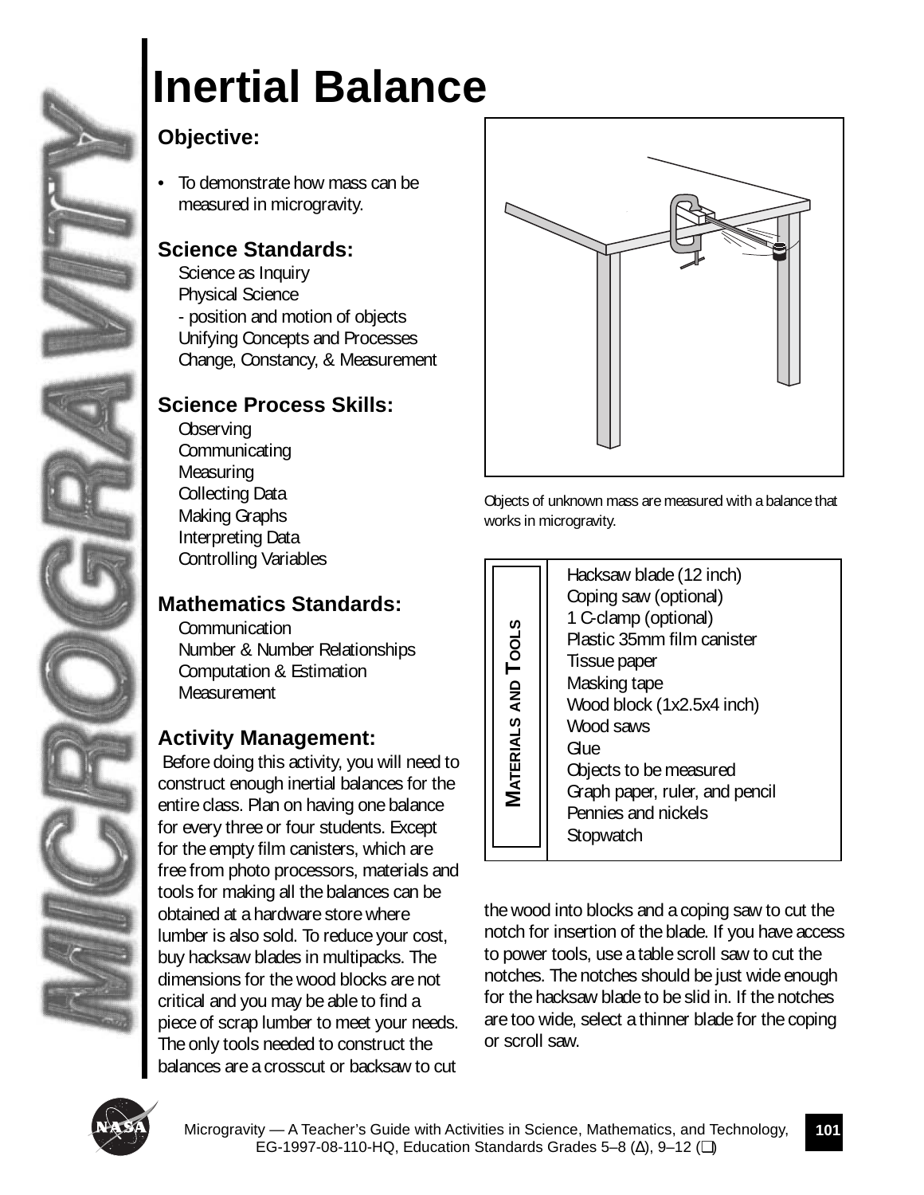# Inertial Balance

## Objective:

- To demonstrate how mass can be measured in microgravity.

## Science Standards:

Science as Inquiry
Physical Science
- position and motion of objects
Unifying Concepts and Processes
Change, Constancy, & Measurement

## Science Process Skills:

Observing
Communicating
Measuring
Collecting Data
Making Graphs
Interpreting Data
Controlling Variables

## Mathematics Standards:

Communication
Number & Number Relationships
Computation & Estimation
Measurement

## Activity Management:

Before doing this activity, you will need to construct enough inertial balances for the entire class. Plan on having one balance for every three or four students. Except for the empty film canisters, which are free from photo processors, materials and tools for making all the balances can be obtained at a hardware store where lumber is also sold. To reduce your cost, buy hacksaw blades in multipacks. The dimensions for the wood blocks are not critical and you may be able to find a piece of scrap lumber to meet your needs. The only tools needed to construct the balances are a crosscut or backsaw to cut the wood into blocks and a coping saw to cut the notch for insertion of the blade. If you have access to power tools, use a table scroll saw to cut the notches. The notches should be just wide enough for the hacksaw blade to be slid in. If the notches are too wide, select a thinner blade for the coping or scroll saw.

Objects of unknown mass are measured with a balance that works in microgravity.

| Materials and Tools |
|---|
| Hacksaw blade (12 inch) |
| Coping saw (optional) |
| 1 C-clamp (optional) |
| Plastic 35mm film canister |
| Tissue paper |
| Masking tape |
| Wood block (1x2.5x4 inch) |
| Wood saws |
| Glue |
| Objects to be measured |
| Graph paper, ruler, and pencil |
| Pennies and nickels |
| Stopwatch |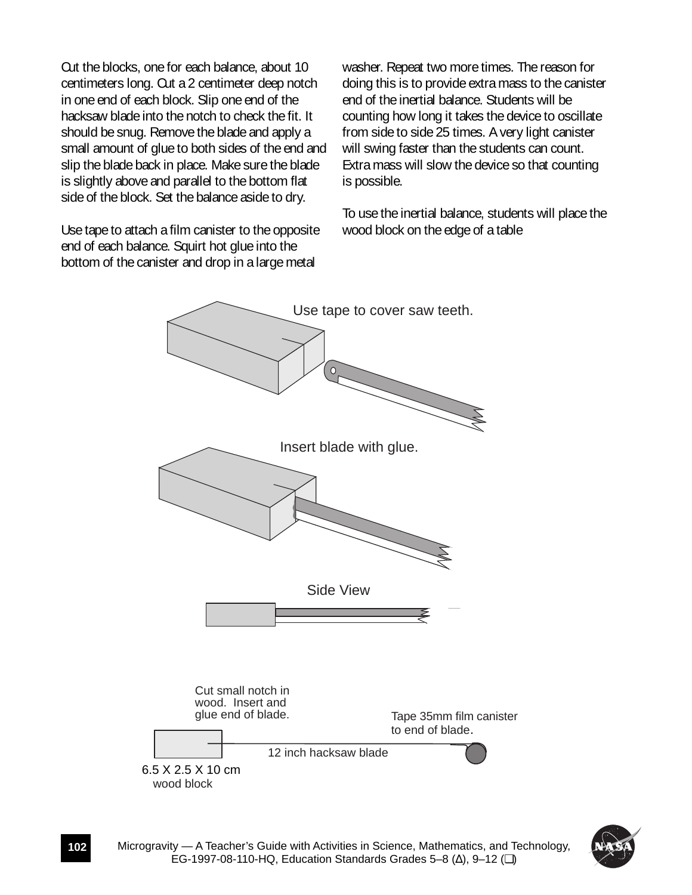Cut the blocks, one for each balance, about 10 centimeters long. Cut a 2 centimeter deep notch in one end of each block. Slip one end of the hacksaw blade into the notch to check the fit. It should be snug. Remove the blade and apply a small amount of glue to both sides of the end and slip the blade back in place. Make sure the blade is slightly above and parallel to the bottom flat side of the block. Set the balance aside to dry.

Use tape to attach a film canister to the opposite end of each balance. Squirt hot glue into the bottom of the canister and drop in a large metal washer. Repeat two more times. The reason for doing this is to provide extra mass to the canister end of the inertial balance. Students will be counting how long it takes the device to oscillate from side to side 25 times. A very light canister will swing faster than the students can count. Extra mass will slow the device so that counting is possible.

To use the inertial balance, students will place the wood block on the edge of a table

Use tape to cover saw teeth.

Insert blade with glue.

Side View

Cut small notch in wood. Insert and glue end of blade.

Tape 35mm film canister to end of blade.

12 inch hacksaw blade

6.5 X 2.5 X 10 cm wood block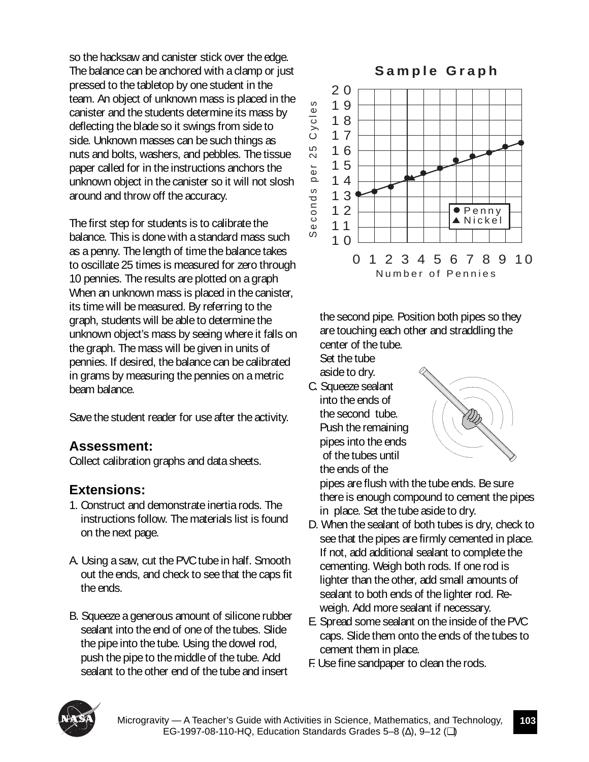so the hacksaw and canister stick over the edge. The balance can be anchored with a clamp or just pressed to the tabletop by one student in the team. An object of unknown mass is placed in the canister and the students determine its mass by deflecting the blade so it swings from side to side. Unknown masses can be such things as nuts and bolts, washers, and pebbles. The tissue paper called for in the instructions anchors the unknown object in the canister so it will not slosh around and throw off the accuracy.

The first step for students is to calibrate the balance. This is done with a standard mass such as a penny. The length of time the balance takes to oscillate 25 times is measured for zero through 10 pennies. The results are plotted on a graph When an unknown mass is placed in the canister, its time will be measured. By referring to the graph, students will be able to determine the unknown object's mass by seeing where it falls on the graph. The mass will be given in units of pennies. If desired, the balance can be calibrated in grams by measuring the pennies on a metric beam balance.

Save the student reader for use after the activity.

## Assessment:

Collect calibration graphs and data sheets.

## Extensions:

1. Construct and demonstrate inertia rods. The instructions follow. The materials list is found on the next page.

A. Using a saw, cut the PVC tube in half. Smooth out the ends, and check to see that the caps fit the ends.

B. Squeeze a generous amount of silicone rubber sealant into the end of one of the tubes. Slide the pipe into the tube. Using the dowel rod, push the pipe to the middle of the tube. Add sealant to the other end of the tube and insert the second pipe. Position both pipes so they are touching each other and straddling the center of the tube. Set the tube aside to dry.

C. Squeeze sealant into the ends of the second tube. Push the remaining pipes into the ends of the tubes until the ends of the pipes are flush with the tube ends. Be sure there is enough compound to cement the pipes in place. Set the tube aside to dry.

D. When the sealant of both tubes is dry, check to see that the pipes are firmly cemented in place. If not, add additional sealant to complete the cementing. Weigh both rods. If one rod is lighter than the other, add small amounts of sealant to both ends of the lighter rod. Re-weigh. Add more sealant if necessary.

E. Spread some sealant on the inside of the PVC caps. Slide them onto the ends of the tubes to cement them in place.

F. Use fine sandpaper to clean the rods.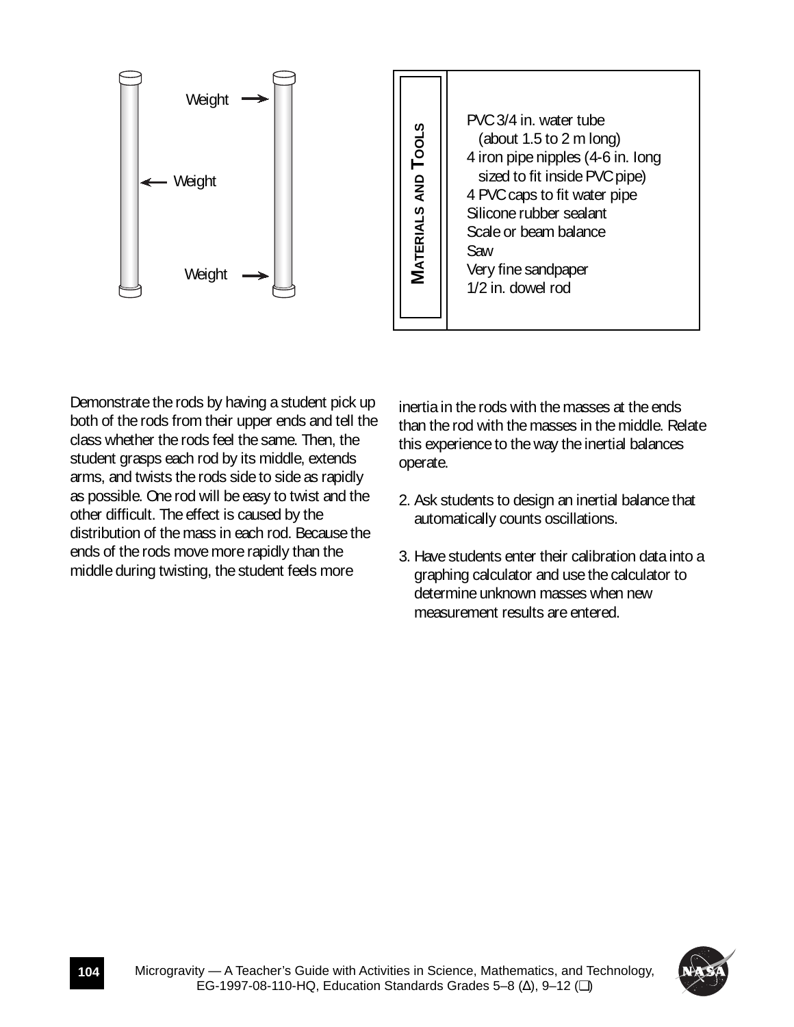Weight

Weight

Weight

**MATERIALS AND TOOLS**

PVC 3/4 in. water tube
  (about 1.5 to 2 m long)
4 iron pipe nipples (4-6 in. long
  sized to fit inside PVC pipe)
4 PVC caps to fit water pipe
Silicone rubber sealant
Scale or beam balance
Saw
Very fine sandpaper
1/2 in. dowel rod

Demonstrate the rods by having a student pick up both of the rods from their upper ends and tell the class whether the rods feel the same. Then, the student grasps each rod by its middle, extends arms, and twists the rods side to side as rapidly as possible. One rod will be easy to twist and the other difficult. The effect is caused by the distribution of the mass in each rod. Because the ends of the rods move more rapidly than the middle during twisting, the student feels more inertia in the rods with the masses at the ends than the rod with the masses in the middle. Relate this experience to the way the inertial balances operate.

2. Ask students to design an inertial balance that automatically counts oscillations.

3. Have students enter their calibration data into a graphing calculator and use the calculator to determine unknown masses when new measurement results are entered.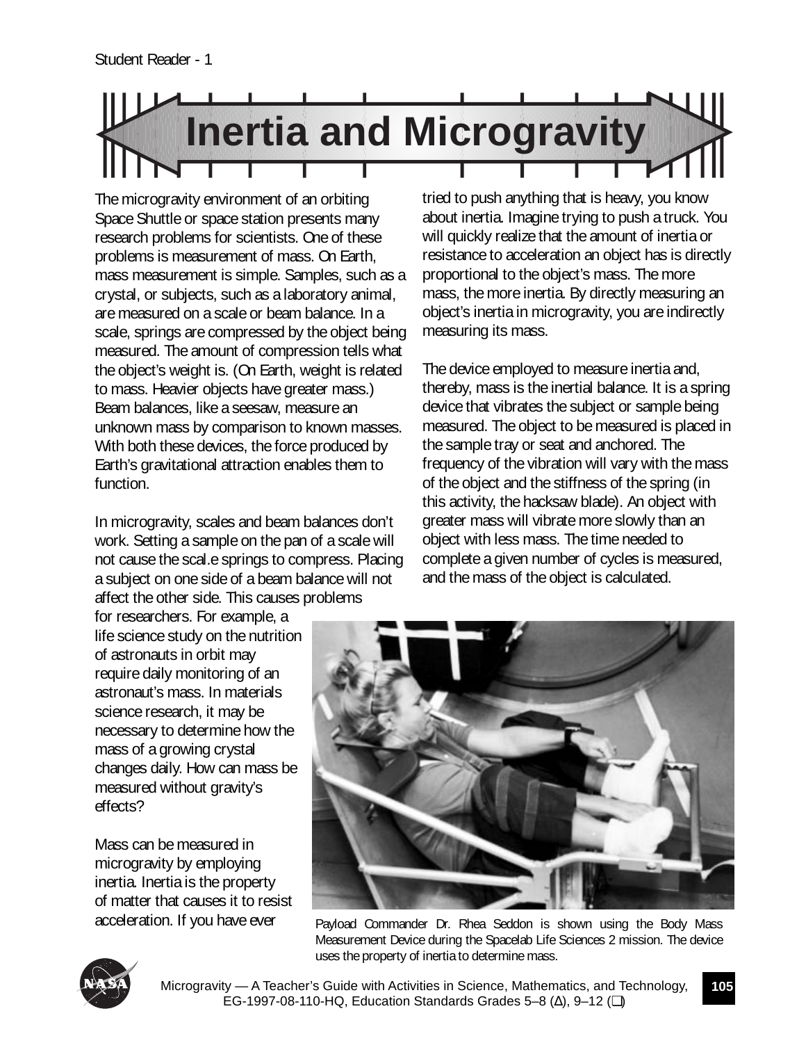# Inertia and Microgravity

The microgravity environment of an orbiting Space Shuttle or space station presents many research problems for scientists. One of these problems is measurement of mass. On Earth, mass measurement is simple. Samples, such as a crystal, or subjects, such as a laboratory animal, are measured on a scale or beam balance. In a scale, springs are compressed by the object being measured. The amount of compression tells what the object's weight is. (On Earth, weight is related to mass. Heavier objects have greater mass.) Beam balances, like a seesaw, measure an unknown mass by comparison to known masses. With both these devices, the force produced by Earth's gravitational attraction enables them to function.

In microgravity, scales and beam balances don't work. Setting a sample on the pan of a scale will not cause the scal.e springs to compress. Placing a subject on one side of a beam balance will not affect the other side. This causes problems for researchers. For example, a life science study on the nutrition of astronauts in orbit may require daily monitoring of an astronaut's mass. In materials science research, it may be necessary to determine how the mass of a growing crystal changes daily. How can mass be measured without gravity's effects?

Mass can be measured in microgravity by employing inertia. Inertia is the property of matter that causes it to resist acceleration. If you have ever tried to push anything that is heavy, you know about inertia. Imagine trying to push a truck. You will quickly realize that the amount of inertia or resistance to acceleration an object has is directly proportional to the object's mass. The more mass, the more inertia. By directly measuring an object's inertia in microgravity, you are indirectly measuring its mass.

The device employed to measure inertia and, thereby, mass is the inertial balance. It is a spring device that vibrates the subject or sample being measured. The object to be measured is placed in the sample tray or seat and anchored. The frequency of the vibration will vary with the mass of the object and the stiffness of the spring (in this activity, the hacksaw blade). An object with greater mass will vibrate more slowly than an object with less mass. The time needed to complete a given number of cycles is measured, and the mass of the object is calculated.

Payload Commander Dr. Rhea Seddon is shown using the Body Mass Measurement Device during the Spacelab Life Sciences 2 mission. The device uses the property of inertia to determine mass.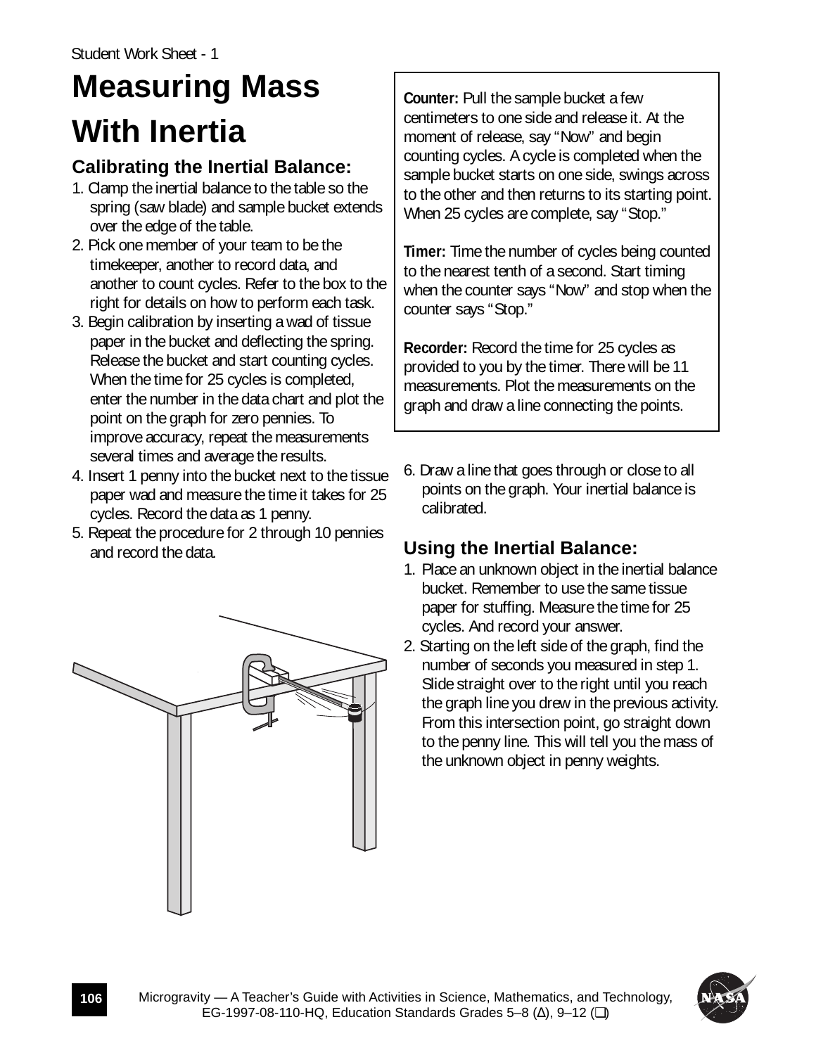Student Work Sheet - 1

# Measuring Mass With Inertia

## Calibrating the Inertial Balance:

1. Clamp the inertial balance to the table so the spring (saw blade) and sample bucket extends over the edge of the table.
2. Pick one member of your team to be the timekeeper, another to record data, and another to count cycles. Refer to the box to the right for details on how to perform each task.
3. Begin calibration by inserting a wad of tissue paper in the bucket and deflecting the spring. Release the bucket and start counting cycles. When the time for 25 cycles is completed, enter the number in the data chart and plot the point on the graph for zero pennies. To improve accuracy, repeat the measurements several times and average the results.
4. Insert 1 penny into the bucket next to the tissue paper wad and measure the time it takes for 25 cycles. Record the data as 1 penny.
5. Repeat the procedure for 2 through 10 pennies and record the data.

**Counter:** Pull the sample bucket a few centimeters to one side and release it. At the moment of release, say "Now" and begin counting cycles. A cycle is completed when the sample bucket starts on one side, swings across to the other and then returns to its starting point. When 25 cycles are complete, say "Stop."

**Timer:** Time the number of cycles being counted to the nearest tenth of a second. Start timing when the counter says "Now" and stop when the counter says "Stop."

**Recorder:** Record the time for 25 cycles as provided to you by the timer. There will be 11 measurements. Plot the measurements on the graph and draw a line connecting the points.

6. Draw a line that goes through or close to all points on the graph. Your inertial balance is calibrated.

## Using the Inertial Balance:

1. Place an unknown object in the inertial balance bucket. Remember to use the same tissue paper for stuffing. Measure the time for 25 cycles. And record your answer.
2. Starting on the left side of the graph, find the number of seconds you measured in step 1. Slide straight over to the right until you reach the graph line you drew in the previous activity. From this intersection point, go straight down to the penny line. This will tell you the mass of the unknown object in penny weights.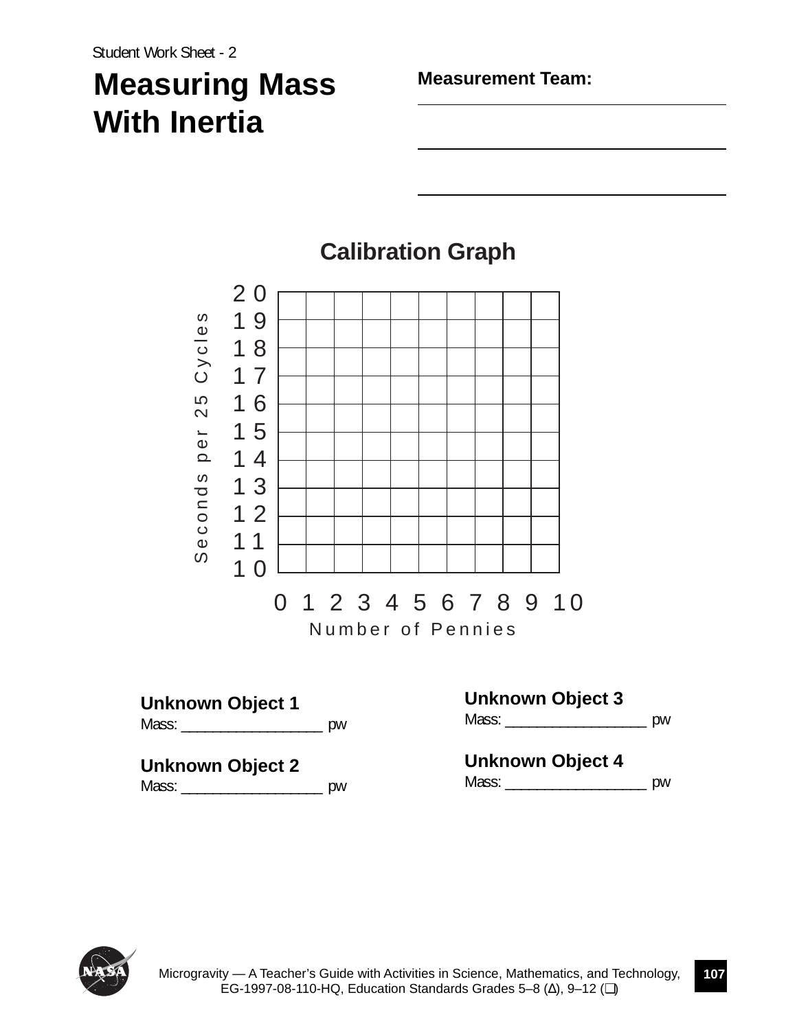Student Work Sheet - 2

# Measuring Mass With Inertia

**Measurement Team:**

\_\_\_\_\_\_\_\_\_\_\_\_\_\_\_\_\_\_\_\_\_\_\_\_\_\_\_\_\_\_

\_\_\_\_\_\_\_\_\_\_\_\_\_\_\_\_\_\_\_\_\_\_\_\_\_\_\_\_\_\_

\_\_\_\_\_\_\_\_\_\_\_\_\_\_\_\_\_\_\_\_\_\_\_\_\_\_\_\_\_\_

## Calibration Graph

Seconds per 25 Cycles (y-axis: 10 to 20)

Number of Pennies (x-axis: 0 to 10)

**Unknown Object 1**
Mass: \_\_\_\_\_\_\_\_\_\_\_\_\_\_\_\_\_\_ pw

**Unknown Object 2**
Mass: \_\_\_\_\_\_\_\_\_\_\_\_\_\_\_\_\_\_ pw

**Unknown Object 3**
Mass: \_\_\_\_\_\_\_\_\_\_\_\_\_\_\_\_\_\_ pw

**Unknown Object 4**
Mass: \_\_\_\_\_\_\_\_\_\_\_\_\_\_\_\_\_\_ pw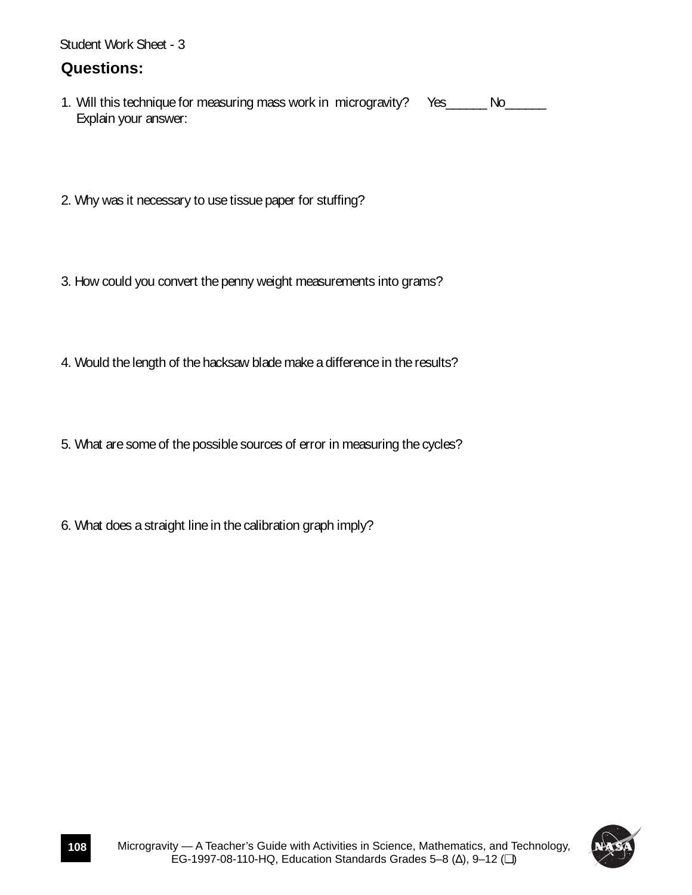Student Work Sheet - 3

## Questions:

1. Will this technique for measuring mass work in microgravity? Yes______ No______
   Explain your answer:

2. Why was it necessary to use tissue paper for stuffing?

3. How could you convert the penny weight measurements into grams?

4. Would the length of the hacksaw blade make a difference in the results?

5. What are some of the possible sources of error in measuring the cycles?

6. What does a straight line in the calibration graph imply?